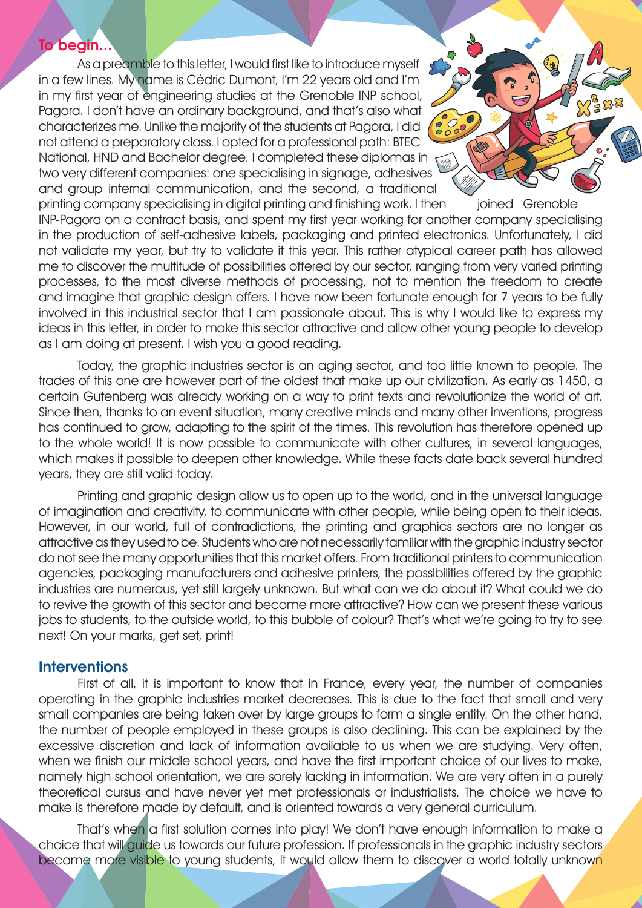## To begin...

As a preamble to this letter, I would first like to introduce myself in a few lines. My name is Cédric Dumont, I'm 22 years old and I'm in my first year of engineering studies at the Grenoble INP school, Pagora. I don't have an ordinary background, and that's also what characterizes me. Unlike the majority of the students at Pagora, I did not attend a preparatory class. I opted for a professional path: BTEC National, HND and Bachelor degree. I completed these diplomas in two very different companies: one specialising in signage, adhesives and group internal communication, and the second, a traditional printing company specialising in digital printing and finishing work. I then joined Grenoble INP-Pagora on a contract basis, and spent my first year working for another company specialising in the production of self-adhesive labels, packaging and printed electronics. Unfortunately, I did not validate my year, but try to validate it this year. This rather atypical career path has allowed me to discover the multitude of possibilities offered by our sector, ranging from very varied printing processes, to the most diverse methods of processing, not to mention the freedom to create and imagine that graphic design offers. I have now been fortunate enough for 7 years to be fully involved in this industrial sector that I am passionate about. This is why I would like to express my ideas in this letter, in order to make this sector attractive and allow other young people to develop as I am doing at present. I wish you a good reading.

Today, the graphic industries sector is an aging sector, and too little known to people. The trades of this one are however part of the oldest that make up our civilization. As early as 1450, a certain Gutenberg was already working on a way to print texts and revolutionize the world of art. Since then, thanks to an event situation, many creative minds and many other inventions, progress has continued to grow, adapting to the spirit of the times. This revolution has therefore opened up to the whole world! It is now possible to communicate with other cultures, in several languages, which makes it possible to deepen other knowledge. While these facts date back several hundred years, they are still valid today.

Printing and graphic design allow us to open up to the world, and in the universal language of imagination and creativity, to communicate with other people, while being open to their ideas. However, in our world, full of contradictions, the printing and graphics sectors are no longer as attractive as they used to be. Students who are not necessarily familiar with the graphic industry sector do not see the many opportunities that this market offers. From traditional printers to communication agencies, packaging manufacturers and adhesive printers, the possibilities offered by the graphic industries are numerous, yet still largely unknown. But what can we do about it? What could we do to revive the growth of this sector and become more attractive? How can we present these various jobs to students, to the outside world, to this bubble of colour? That's what we're going to try to see next! On your marks, get set, print!

## Interventions

First of all, it is important to know that in France, every year, the number of companies operating in the graphic industries market decreases. This is due to the fact that small and very small companies are being taken over by large groups to form a single entity. On the other hand, the number of people employed in these groups is also declining. This can be explained by the excessive discretion and lack of information available to us when we are studying. Very often, when we finish our middle school years, and have the first important choice of our lives to make, namely high school orientation, we are sorely lacking in information. We are very often in a purely theoretical cursus and have never yet met professionals or industrialists. The choice we have to make is therefore made by default, and is oriented towards a very general curriculum.

That's when a first solution comes into play! We don't have enough information to make a choice that will guide us towards our future profession. If professionals in the graphic industry sectors became more visible to young students, it would allow them to discover a world totally unknown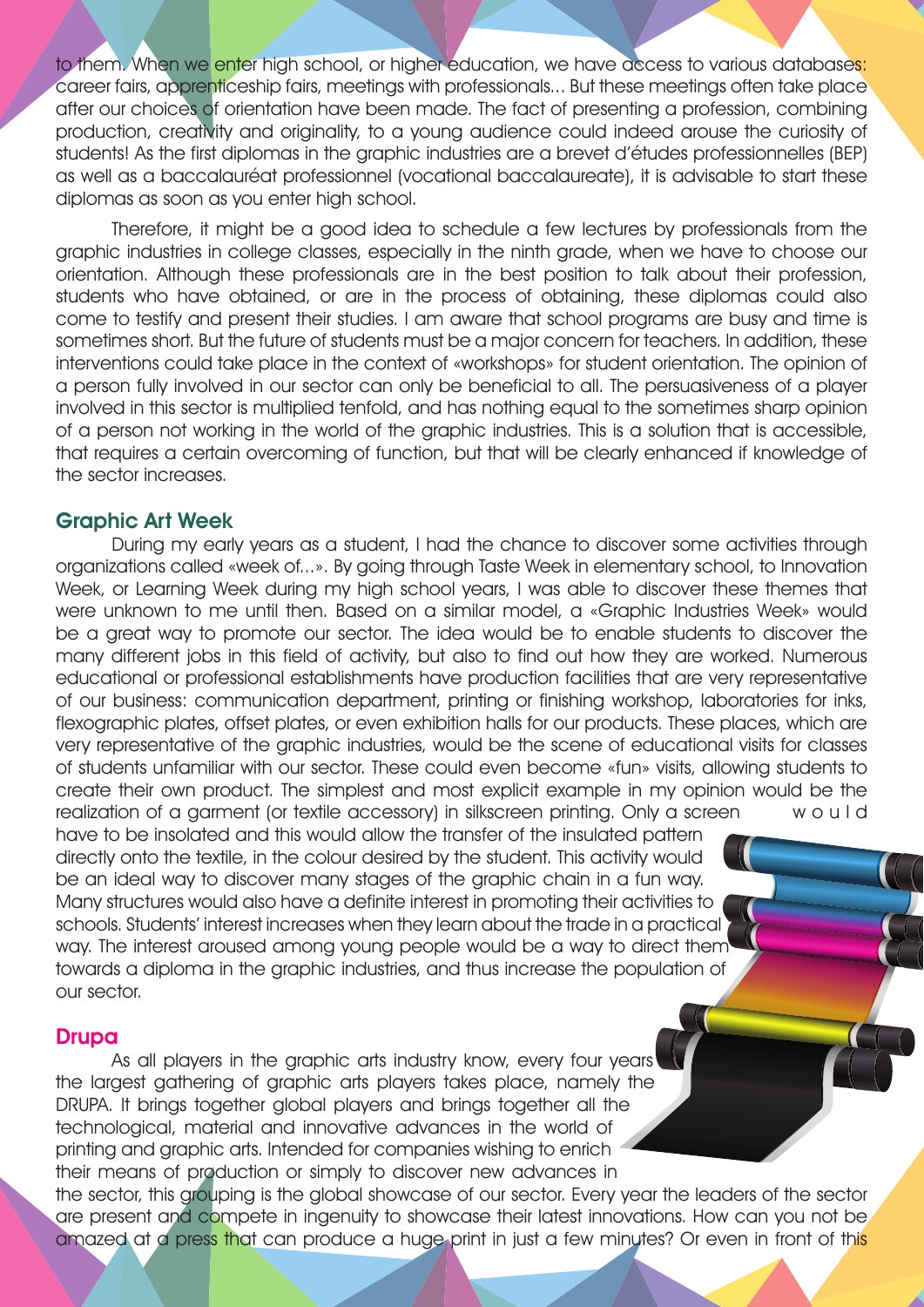to them. When we enter high school, or higher education, we have access to various databases: career fairs, apprenticeship fairs, meetings with professionals… But these meetings often take place after our choices of orientation have been made. The fact of presenting a profession, combining production, creativity and originality, to a young audience could indeed arouse the curiosity of students! As the first diplomas in the graphic industries are a brevet d'études professionnelles (BEP) as well as a baccalauréat professionnel (vocational baccalaureate), it is advisable to start these diplomas as soon as you enter high school.

Therefore, it might be a good idea to schedule a few lectures by professionals from the graphic industries in college classes, especially in the ninth grade, when we have to choose our orientation. Although these professionals are in the best position to talk about their profession, students who have obtained, or are in the process of obtaining, these diplomas could also come to testify and present their studies. I am aware that school programs are busy and time is sometimes short. But the future of students must be a major concern for teachers. In addition, these interventions could take place in the context of «workshops» for student orientation. The opinion of a person fully involved in our sector can only be beneficial to all. The persuasiveness of a player involved in this sector is multiplied tenfold, and has nothing equal to the sometimes sharp opinion of a person not working in the world of the graphic industries. This is a solution that is accessible, that requires a certain overcoming of function, but that will be clearly enhanced if knowledge of the sector increases.

## Graphic Art Week

During my early years as a student, I had the chance to discover some activities through organizations called «week of…». By going through Taste Week in elementary school, to Innovation Week, or Learning Week during my high school years, I was able to discover these themes that were unknown to me until then. Based on a similar model, a «Graphic Industries Week» would be a great way to promote our sector. The idea would be to enable students to discover the many different jobs in this field of activity, but also to find out how they are worked. Numerous educational or professional establishments have production facilities that are very representative of our business: communication department, printing or finishing workshop, laboratories for inks, flexographic plates, offset plates, or even exhibition halls for our products. These places, which are very representative of the graphic industries, would be the scene of educational visits for classes of students unfamiliar with our sector. These could even become «fun» visits, allowing students to create their own product. The simplest and most explicit example in my opinion would be the realization of a garment (or textile accessory) in silkscreen printing. Only a screen would have to be insolated and this would allow the transfer of the insulated pattern directly onto the textile, in the colour desired by the student. This activity would be an ideal way to discover many stages of the graphic chain in a fun way. Many structures would also have a definite interest in promoting their activities to schools. Students' interest increases when they learn about the trade in a practical way. The interest aroused among young people would be a way to direct them towards a diploma in the graphic industries, and thus increase the population of our sector.

## Drupa

As all players in the graphic arts industry know, every four years the largest gathering of graphic arts players takes place, namely the DRUPA. It brings together global players and brings together all the technological, material and innovative advances in the world of printing and graphic arts. Intended for companies wishing to enrich their means of production or simply to discover new advances in the sector, this grouping is the global showcase of our sector. Every year the leaders of the sector are present and compete in ingenuity to showcase their latest innovations. How can you not be amazed at a press that can produce a huge print in just a few minutes? Or even in front of this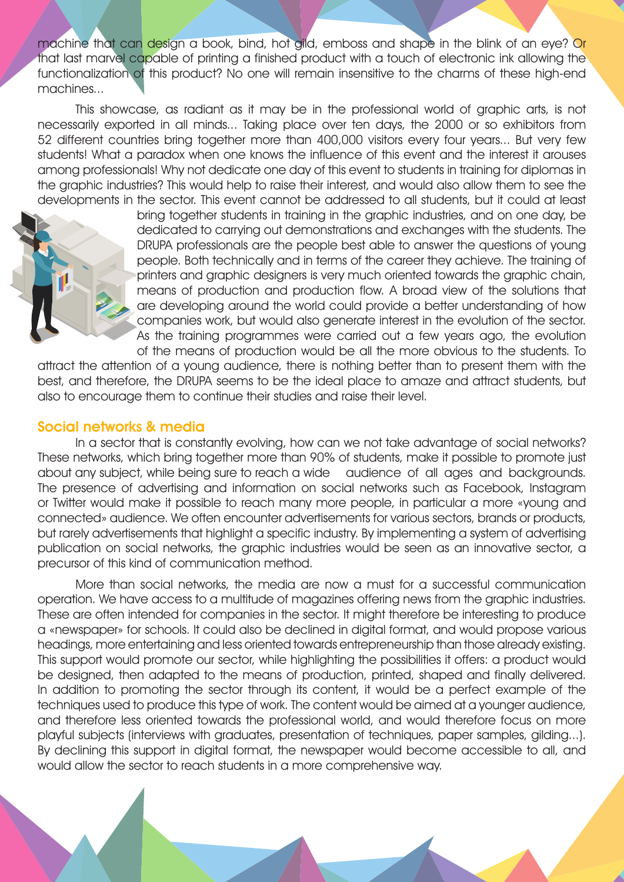machine that can design a book, bind, hot gild, emboss and shape in the blink of an eye? Or that last marvel capable of printing a finished product with a touch of electronic ink allowing the functionalization of this product? No one will remain insensitive to the charms of these high-end machines...

This showcase, as radiant as it may be in the professional world of graphic arts, is not necessarily exported in all minds... Taking place over ten days, the 2000 or so exhibitors from 52 different countries bring together more than 400,000 visitors every four years... But very few students! What a paradox when one knows the influence of this event and the interest it arouses among professionals! Why not dedicate one day of this event to students in training for diplomas in the graphic industries? This would help to raise their interest, and would also allow them to see the developments in the sector. This event cannot be addressed to all students, but it could at least bring together students in training in the graphic industries, and on one day, be dedicated to carrying out demonstrations and exchanges with the students. The DRUPA professionals are the people best able to answer the questions of young people. Both technically and in terms of the career they achieve. The training of printers and graphic designers is very much oriented towards the graphic chain, means of production and production flow. A broad view of the solutions that are developing around the world could provide a better understanding of how companies work, but would also generate interest in the evolution of the sector. As the training programmes were carried out a few years ago, the evolution of the means of production would be all the more obvious to the students. To attract the attention of a young audience, there is nothing better than to present them with the best, and therefore, the DRUPA seems to be the ideal place to amaze and attract students, but also to encourage them to continue their studies and raise their level.

## Social networks & media

In a sector that is constantly evolving, how can we not take advantage of social networks? These networks, which bring together more than 90% of students, make it possible to promote just about any subject, while being sure to reach a wide audience of all ages and backgrounds. The presence of advertising and information on social networks such as Facebook, Instagram or Twitter would make it possible to reach many more people, in particular a more «young and connected» audience. We often encounter advertisements for various sectors, brands or products, but rarely advertisements that highlight a specific industry. By implementing a system of advertising publication on social networks, the graphic industries would be seen as an innovative sector, a precursor of this kind of communication method.

More than social networks, the media are now a must for a successful communication operation. We have access to a multitude of magazines offering news from the graphic industries. These are often intended for companies in the sector. It might therefore be interesting to produce a «newspaper» for schools. It could also be declined in digital format, and would propose various headings, more entertaining and less oriented towards entrepreneurship than those already existing. This support would promote our sector, while highlighting the possibilities it offers: a product would be designed, then adapted to the means of production, printed, shaped and finally delivered. In addition to promoting the sector through its content, it would be a perfect example of the techniques used to produce this type of work. The content would be aimed at a younger audience, and therefore less oriented towards the professional world, and would therefore focus on more playful subjects (interviews with graduates, presentation of techniques, paper samples, gilding...). By declining this support in digital format, the newspaper would become accessible to all, and would allow the sector to reach students in a more comprehensive way.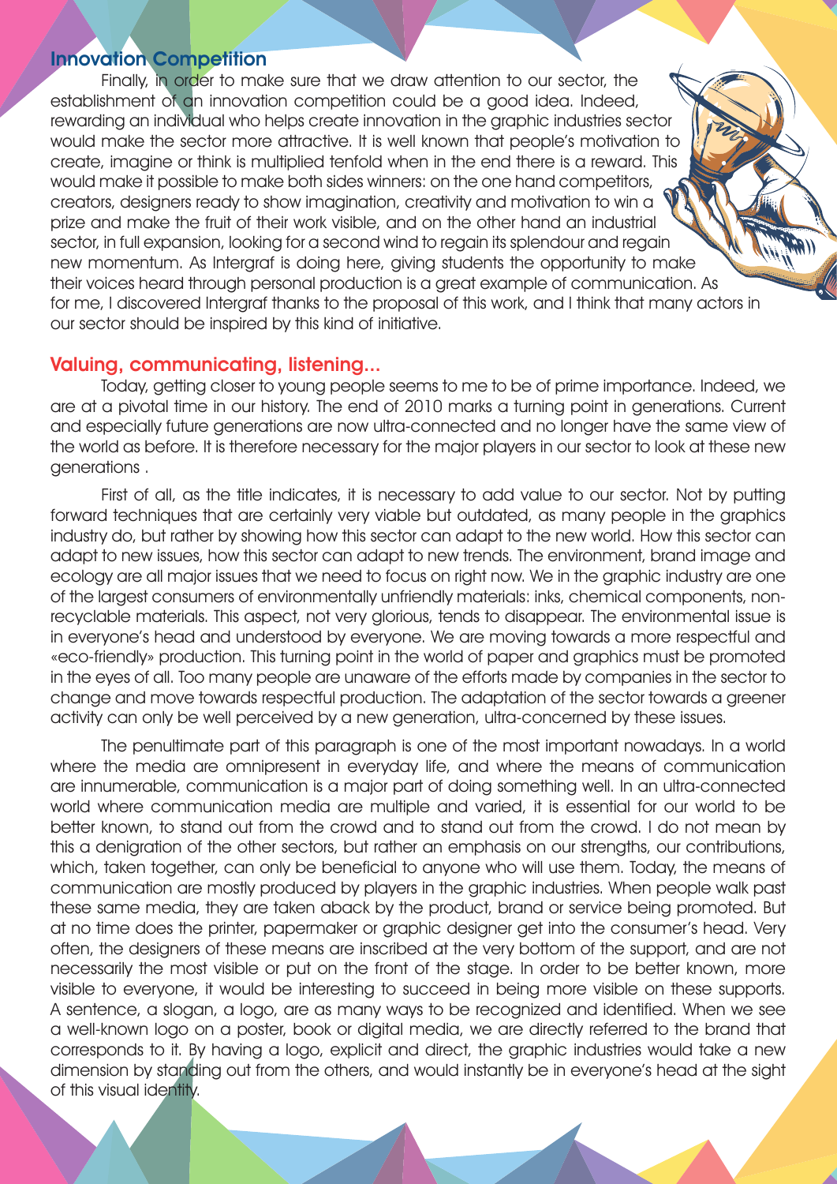## Innovation Competition

Finally, in order to make sure that we draw attention to our sector, the establishment of an innovation competition could be a good idea. Indeed, rewarding an individual who helps create innovation in the graphic industries sector would make the sector more attractive. It is well known that people's motivation to create, imagine or think is multiplied tenfold when in the end there is a reward. This would make it possible to make both sides winners: on the one hand competitors, creators, designers ready to show imagination, creativity and motivation to win a prize and make the fruit of their work visible, and on the other hand an industrial sector, in full expansion, looking for a second wind to regain its splendour and regain new momentum. As Intergraf is doing here, giving students the opportunity to make their voices heard through personal production is a great example of communication. As for me, I discovered Intergraf thanks to the proposal of this work, and I think that many actors in our sector should be inspired by this kind of initiative.

## Valuing, communicating, listening...

Today, getting closer to young people seems to me to be of prime importance. Indeed, we are at a pivotal time in our history. The end of 2010 marks a turning point in generations. Current and especially future generations are now ultra-connected and no longer have the same view of the world as before. It is therefore necessary for the major players in our sector to look at these new generations .

First of all, as the title indicates, it is necessary to add value to our sector. Not by putting forward techniques that are certainly very viable but outdated, as many people in the graphics industry do, but rather by showing how this sector can adapt to the new world. How this sector can adapt to new issues, how this sector can adapt to new trends. The environment, brand image and ecology are all major issues that we need to focus on right now. We in the graphic industry are one of the largest consumers of environmentally unfriendly materials: inks, chemical components, non-recyclable materials. This aspect, not very glorious, tends to disappear. The environmental issue is in everyone's head and understood by everyone. We are moving towards a more respectful and «eco-friendly» production. This turning point in the world of paper and graphics must be promoted in the eyes of all. Too many people are unaware of the efforts made by companies in the sector to change and move towards respectful production. The adaptation of the sector towards a greener activity can only be well perceived by a new generation, ultra-concerned by these issues.

The penultimate part of this paragraph is one of the most important nowadays. In a world where the media are omnipresent in everyday life, and where the means of communication are innumerable, communication is a major part of doing something well. In an ultra-connected world where communication media are multiple and varied, it is essential for our world to be better known, to stand out from the crowd and to stand out from the crowd. I do not mean by this a denigration of the other sectors, but rather an emphasis on our strengths, our contributions, which, taken together, can only be beneficial to anyone who will use them. Today, the means of communication are mostly produced by players in the graphic industries. When people walk past these same media, they are taken aback by the product, brand or service being promoted. But at no time does the printer, papermaker or graphic designer get into the consumer's head. Very often, the designers of these means are inscribed at the very bottom of the support, and are not necessarily the most visible or put on the front of the stage. In order to be better known, more visible to everyone, it would be interesting to succeed in being more visible on these supports. A sentence, a slogan, a logo, are as many ways to be recognized and identified. When we see a well-known logo on a poster, book or digital media, we are directly referred to the brand that corresponds to it. By having a logo, explicit and direct, the graphic industries would take a new dimension by standing out from the others, and would instantly be in everyone's head at the sight of this visual identity.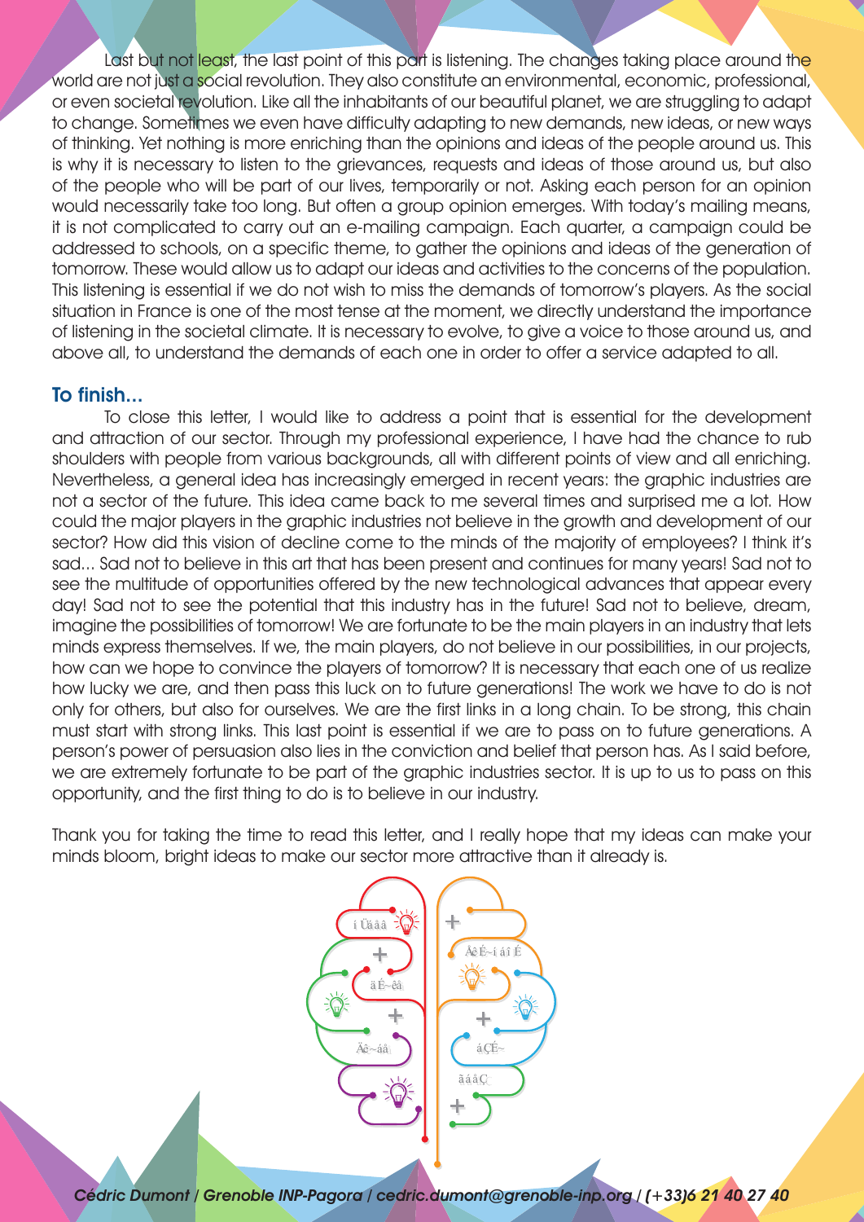Last but not least, the last point of this part is listening. The changes taking place around the world are not just a social revolution. They also constitute an environmental, economic, professional, or even societal revolution. Like all the inhabitants of our beautiful planet, we are struggling to adapt to change. Sometimes we even have difficulty adapting to new demands, new ideas, or new ways of thinking. Yet nothing is more enriching than the opinions and ideas of the people around us. This is why it is necessary to listen to the grievances, requests and ideas of those around us, but also of the people who will be part of our lives, temporarily or not. Asking each person for an opinion would necessarily take too long. But often a group opinion emerges. With today's mailing means, it is not complicated to carry out an e-mailing campaign. Each quarter, a campaign could be addressed to schools, on a specific theme, to gather the opinions and ideas of the generation of tomorrow. These would allow us to adapt our ideas and activities to the concerns of the population. This listening is essential if we do not wish to miss the demands of tomorrow's players. As the social situation in France is one of the most tense at the moment, we directly understand the importance of listening in the societal climate. It is necessary to evolve, to give a voice to those around us, and above all, to understand the demands of each one in order to offer a service adapted to all.

## To finish...

To close this letter, I would like to address a point that is essential for the development and attraction of our sector. Through my professional experience, I have had the chance to rub shoulders with people from various backgrounds, all with different points of view and all enriching. Nevertheless, a general idea has increasingly emerged in recent years: the graphic industries are not a sector of the future. This idea came back to me several times and surprised me a lot. How could the major players in the graphic industries not believe in the growth and development of our sector? How did this vision of decline come to the minds of the majority of employees? I think it's sad... Sad not to believe in this art that has been present and continues for many years! Sad not to see the multitude of opportunities offered by the new technological advances that appear every day! Sad not to see the potential that this industry has in the future! Sad not to believe, dream, imagine the possibilities of tomorrow! We are fortunate to be the main players in an industry that lets minds express themselves. If we, the main players, do not believe in our possibilities, in our projects, how can we hope to convince the players of tomorrow? It is necessary that each one of us realize how lucky we are, and then pass this luck on to future generations! The work we have to do is not only for others, but also for ourselves. We are the first links in a long chain. To be strong, this chain must start with strong links. This last point is essential if we are to pass on to future generations. A person's power of persuasion also lies in the conviction and belief that person has. As I said before, we are extremely fortunate to be part of the graphic industries sector. It is up to us to pass on this opportunity, and the first thing to do is to believe in our industry.

Thank you for taking the time to read this letter, and I really hope that my ideas can make your minds bloom, bright ideas to make our sector more attractive than it already is.

*Cédric Dumont / Grenoble INP-Pagora / cedric.dumont@grenoble-inp.org / (+33)6 21 40 27 40*